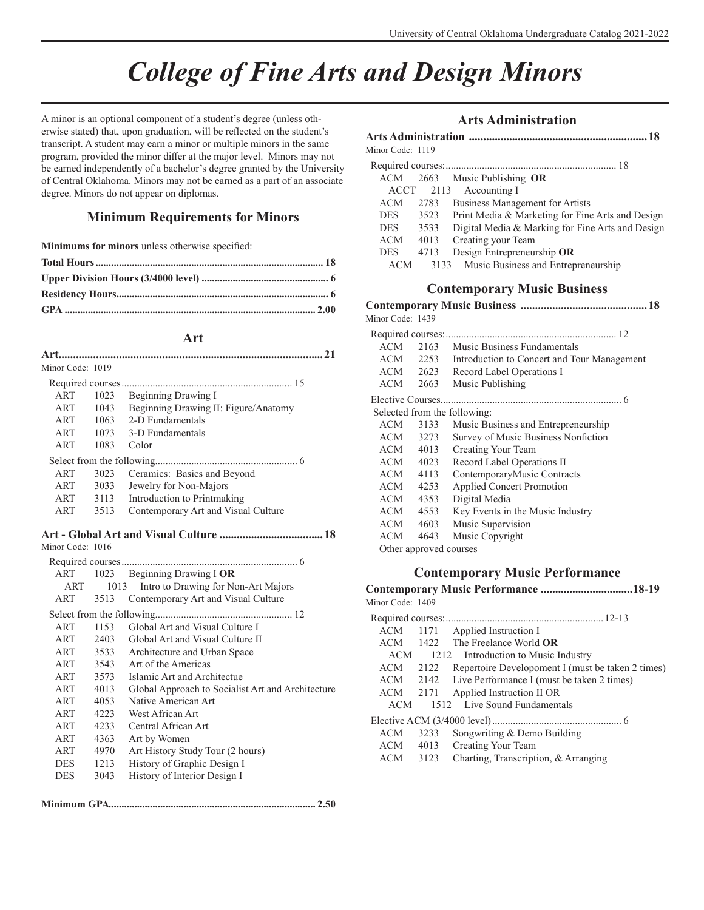# College of Fine Arts and Design Minors

A minor is an optional component of a student's degree (unless otherwise stated) that, upon graduation, will be reflected on the student's transcript. A student may earn a minor or multiple minors in the same program, provided the minor differ at the major level. Minors may not be earned independently of a bachelor's degree granted by the University of Central Oklahoma. Minors may not be earned as a part of an associate degree. Minors do not appear on diplomas.

## Minimum Requirements for Minors

**Minimums for minors** unless otherwise specified:

**Total Hours....................................................................................... 18**
**Upper Division Hours (3/4000 level) ................................................ 6**
**Residency Hours.................................................................................. 6**
**GPA ................................................................................................ 2.00**

## Art

**Art............................................................................................21**
Minor Code: 1019

Required courses.................................................................. 15

| | | |
|---|---|---|
| ART | 1023 | Beginning Drawing I |
| ART | 1043 | Beginning Drawing II: Figure/Anatomy |
| ART | 1063 | 2-D Fundamentals |
| ART | 1073 | 3-D Fundamentals |
| ART | 1083 | Color |

Select from the following....................................................... 6

| | | |
|---|---|---|
| ART | 3023 | Ceramics: Basics and Beyond |
| ART | 3033 | Jewelry for Non-Majors |
| ART | 3113 | Introduction to Printmaking |
| ART | 3513 | Contemporary Art and Visual Culture |

**Art - Global Art and Visual Culture .................................... 18**
Minor Code: 1016

Required courses.................................................................... 6

| | | |
|---|---|---|
| ART | 1023 | Beginning Drawing I **OR** |
| ART | 1013 | Intro to Drawing for Non-Art Majors |
| ART | 3513 | Contemporary Art and Visual Culture |

Select from the following..................................................... 12

| | | |
|---|---|---|
| ART | 1153 | Global Art and Visual Culture I |
| ART | 2403 | Global Art and Visual Culture II |
| ART | 3533 | Architecture and Urban Space |
| ART | 3543 | Art of the Americas |
| ART | 3573 | Islamic Art and Architectue |
| ART | 4013 | Global Approach to Socialist Art and Architecture |
| ART | 4053 | Native American Art |
| ART | 4223 | West African Art |
| ART | 4233 | Central African Art |
| ART | 4363 | Art by Women |
| ART | 4970 | Art History Study Tour (2 hours) |
| DES | 1213 | History of Graphic Design I |
| DES | 3043 | History of Interior Design I |

**Minimum GPA.............................................................................. 2.50**

## Arts Administration

**Arts Administration .............................................................18**
Minor Code: 1119

Required courses:.................................................................. 18

| | | |
|---|---|---|
| ACM | 2663 | Music Publishing **OR** |
| ACCT | 2113 | Accounting I |
| ACM | 2783 | Business Management for Artists |
| DES | 3523 | Print Media & Marketing for Fine Arts and Design |
| DES | 3533 | Digital Media & Marking for Fine Arts and Design |
| ACM | 4013 | Creating your Team |
| DES | 4713 | Design Entrepreneurship **OR** |
| ACM | 3133 | Music Business and Entrepreneurship |

## Contemporary Music Business

**Contemporary Music Business ............................................18**
Minor Code: 1439

Required courses:.................................................................. 12

| | | |
|---|---|---|
| ACM | 2163 | Music Business Fundamentals |
| ACM | 2253 | Introduction to Concert and Tour Management |
| ACM | 2623 | Record Label Operations I |
| ACM | 2663 | Music Publishing |

Elective Courses...................................................................... 6

Selected from the following:

| | | |
|---|---|---|
| ACM | 3133 | Music Business and Entrepreneurship |
| ACM | 3273 | Survey of Music Business Nonfiction |
| ACM | 4013 | Creating Your Team |
| ACM | 4023 | Record Label Operations II |
| ACM | 4113 | ContemporaryMusic Contracts |
| ACM | 4253 | Applied Concert Promotion |
| ACM | 4353 | Digital Media |
| ACM | 4553 | Key Events in the Music Industry |
| ACM | 4603 | Music Supervision |
| ACM | 4643 | Music Copyright |

Other approved courses

## Contemporary Music Performance

**Contemporary Music Performance ................................18-19**
Minor Code: 1409

Required courses:............................................................12-13

| | | |
|---|---|---|
| ACM | 1171 | Applied Instruction I |
| ACM | 1422 | The Freelance World **OR** |
| ACM | 1212 | Introduction to Music Industry |
| ACM | 2122 | Repertoire Developoment I (must be taken 2 times) |
| ACM | 2142 | Live Performance I (must be taken 2 times) |
| ACM | 2171 | Applied Instruction II OR |
| ACM | 1512 | Live Sound Fundamentals |

Elective ACM (3/4000 level)................................................... 6

| | | |
|---|---|---|
| ACM | 3233 | Songwriting & Demo Building |
| ACM | 4013 | Creating Your Team |
| ACM | 3123 | Charting, Transcription, & Arranging |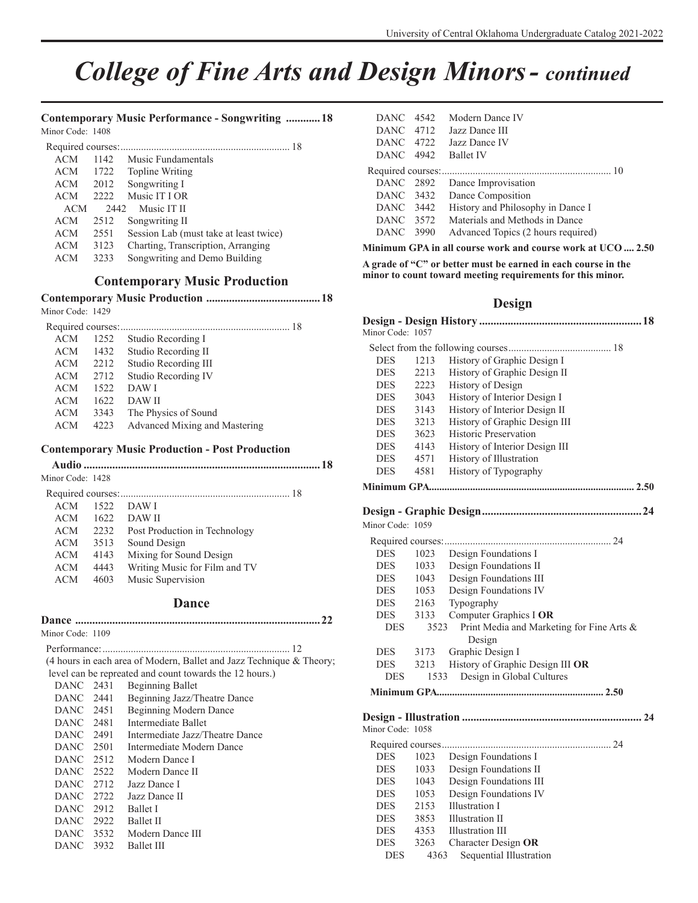# College of Fine Arts and Design Minors - *continued*

**Contemporary Music Performance - Songwriting ............18**

Minor Code: 1408

Required courses:.................................................................. 18

| | | |
|---|---|---|
| ACM | 1142 | Music Fundamentals |
| ACM | 1722 | Topline Writing |
| ACM | 2012 | Songwriting I |
| ACM | 2222 | Music IT I OR |
| ACM | 2442 | Music IT II |
| ACM | 2512 | Songwriting II |
| ACM | 2551 | Session Lab (must take at least twice) |
| ACM | 3123 | Charting, Transcription, Arranging |
| ACM | 3233 | Songwriting and Demo Building |

## Contemporary Music Production

**Contemporary Music Production ........................................18**

Minor Code: 1429

Required courses:.................................................................. 18

| | | |
|---|---|---|
| ACM | 1252 | Studio Recording I |
| ACM | 1432 | Studio Recording II |
| ACM | 2212 | Studio Recording III |
| ACM | 2712 | Studio Recording IV |
| ACM | 1522 | DAW I |
| ACM | 1622 | DAW II |
| ACM | 3343 | The Physics of Sound |
| ACM | 4223 | Advanced Mixing and Mastering |

**Contemporary Music Production - Post Production Audio ..................................................................................18**

Minor Code: 1428

Required courses:.................................................................. 18

| | | |
|---|---|---|
| ACM | 1522 | DAW I |
| ACM | 1622 | DAW II |
| ACM | 2232 | Post Production in Technology |
| ACM | 3513 | Sound Design |
| ACM | 4143 | Mixing for Sound Design |
| ACM | 4443 | Writing Music for Film and TV |
| ACM | 4603 | Music Supervision |

## Dance

**Dance .....................................................................................22**

Minor Code: 1109

Performance:......................................................................... 12

(4 hours in each area of Modern, Ballet and Jazz Technique & Theory; level can be repreated and count towards the 12 hours.)

| | | |
|---|---|---|
| DANC | 2431 | Beginning Ballet |
| DANC | 2441 | Beginning Jazz/Theatre Dance |
| DANC | 2451 | Beginning Modern Dance |
| DANC | 2481 | Intermediate Ballet |
| DANC | 2491 | Intermediate Jazz/Theatre Dance |
| DANC | 2501 | Intermediate Modern Dance |
| DANC | 2512 | Modern Dance I |
| DANC | 2522 | Modern Dance II |
| DANC | 2712 | Jazz Dance I |
| DANC | 2722 | Jazz Dance II |
| DANC | 2912 | Ballet I |
| DANC | 2922 | Ballet II |
| DANC | 3532 | Modern Dance III |
| DANC | 3932 | Ballet III |
| DANC | 4542 | Modern Dance IV |
| DANC | 4712 | Jazz Dance III |
| DANC | 4722 | Jazz Dance IV |
| DANC | 4942 | Ballet IV |

Required courses:.................................................................. 10

| | | |
|---|---|---|
| DANC | 2892 | Dance Improvisation |
| DANC | 3432 | Dance Composition |
| DANC | 3442 | History and Philosophy in Dance I |
| DANC | 3572 | Materials and Methods in Dance |
| DANC | 3990 | Advanced Topics (2 hours required) |

**Minimum GPA in all course work and course work at UCO .... 2.50**

**A grade of "C" or better must be earned in each course in the minor to count toward meeting requirements for this minor.**

## Design

**Design - Design History .........................................................18**

Minor Code: 1057

Select from the following courses........................................ 18

| | | |
|---|---|---|
| DES | 1213 | History of Graphic Design I |
| DES | 2213 | History of Graphic Design II |
| DES | 2223 | History of Design |
| DES | 3043 | History of Interior Design I |
| DES | 3143 | History of Interior Design II |
| DES | 3213 | History of Graphic Design III |
| DES | 3623 | Historic Preservation |
| DES | 4143 | History of Interior Design III |
| DES | 4571 | History of Illustration |
| DES | 4581 | History of Typography |

**Minimum GPA............................................................................... 2.50**

**Design - Graphic Design........................................................24**

Minor Code: 1059

Required courses:.................................................................. 24

| | | |
|---|---|---|
| DES | 1023 | Design Foundations I |
| DES | 1033 | Design Foundations II |
| DES | 1043 | Design Foundations III |
| DES | 1053 | Design Foundations IV |
| DES | 2163 | Typography |
| DES | 3133 | Computer Graphics I **OR** |
| DES | 3523 | Print Media and Marketing for Fine Arts & Design |
| DES | 3173 | Graphic Design I |
| DES | 3213 | History of Graphic Design III **OR** |
| DES | 1533 | Design in Global Cultures |

**Minimum GPA................................................................ 2.50**

**Design - Illustration .............................................................. 24**

Minor Code: 1058

Required courses.................................................................. 24

| | | |
|---|---|---|
| DES | 1023 | Design Foundations I |
| DES | 1033 | Design Foundations II |
| DES | 1043 | Design Foundations III |
| DES | 1053 | Design Foundations IV |
| DES | 2153 | Illustration I |
| DES | 3853 | Illustration II |
| DES | 4353 | Illustration III |
| DES | 3263 | Character Design **OR** |
| DES | 4363 | Sequential Illustration |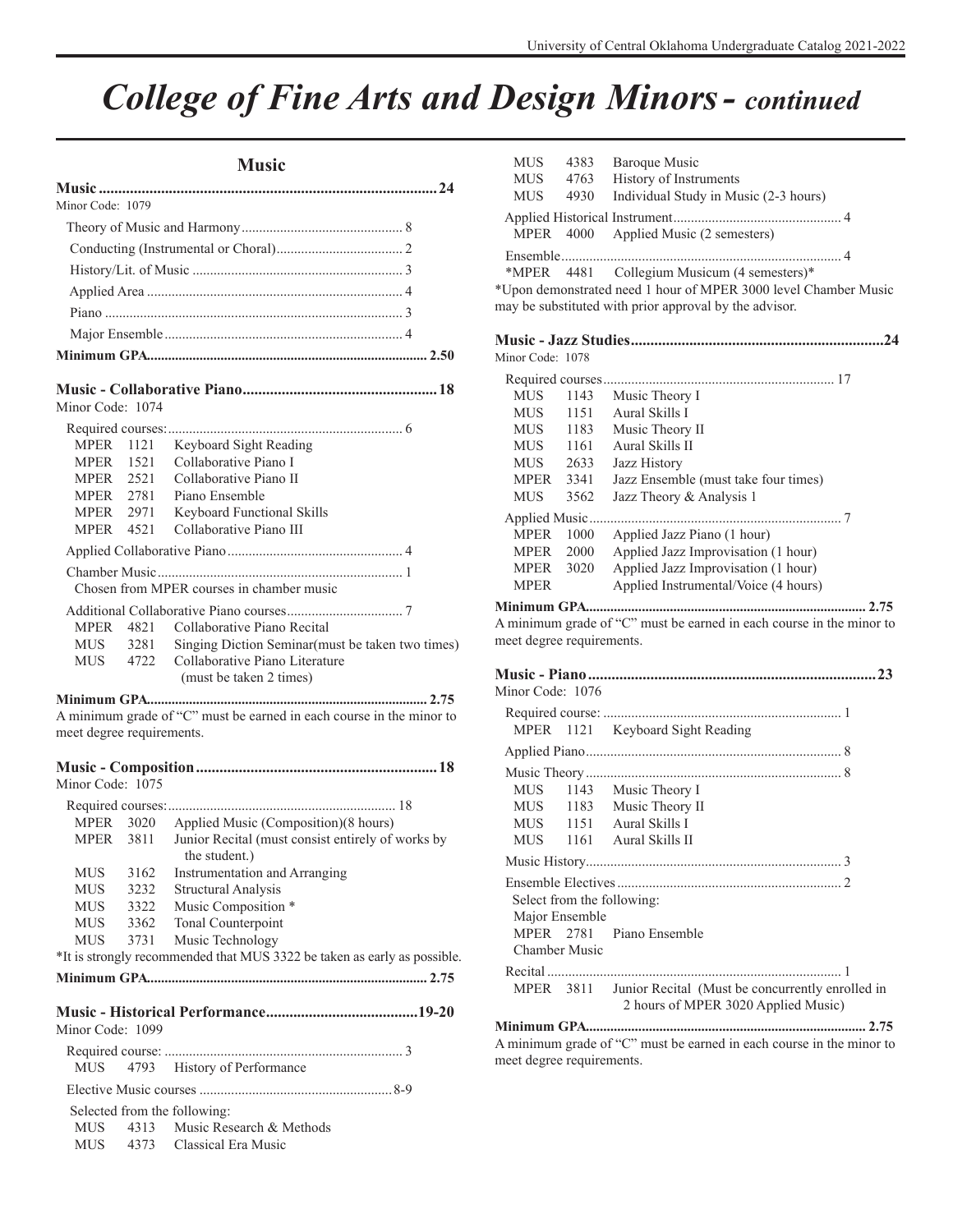# *College of Fine Arts and Design Minors - continued*

## Music

**Music ... 24**
Minor Code: 1079

Theory of Music and Harmony ... 8
Conducting (Instrumental or Choral) ... 2
History/Lit. of Music ... 3
Applied Area ... 4
Piano ... 3
Major Ensemble ... 4

**Minimum GPA ... 2.50**

**Music - Collaborative Piano ... 18**
Minor Code: 1074

Required courses: ... 6

| | | |
|---|---|---|
| MPER | 1121 | Keyboard Sight Reading |
| MPER | 1521 | Collaborative Piano I |
| MPER | 2521 | Collaborative Piano II |
| MPER | 2781 | Piano Ensemble |
| MPER | 2971 | Keyboard Functional Skills |
| MPER | 4521 | Collaborative Piano III |

Applied Collaborative Piano ... 4

Chamber Music ... 1
Chosen from MPER courses in chamber music

Additional Collaborative Piano courses ... 7

| | | |
|---|---|---|
| MPER | 4821 | Collaborative Piano Recital |
| MUS | 3281 | Singing Diction Seminar(must be taken two times) |
| MUS | 4722 | Collaborative Piano Literature (must be taken 2 times) |

**Minimum GPA ... 2.75**
A minimum grade of "C" must be earned in each course in the minor to meet degree requirements.

**Music - Composition ... 18**
Minor Code: 1075

Required courses: ... 18

| | | |
|---|---|---|
| MPER | 3020 | Applied Music (Composition)(8 hours) |
| MPER | 3811 | Junior Recital (must consist entirely of works by the student.) |
| MUS | 3162 | Instrumentation and Arranging |
| MUS | 3232 | Structural Analysis |
| MUS | 3322 | Music Composition * |
| MUS | 3362 | Tonal Counterpoint |
| MUS | 3731 | Music Technology |

*It is strongly recommended that MUS 3322 be taken as early as possible.

**Minimum GPA ... 2.75**

**Music - Historical Performance ... 19-20**
Minor Code: 1099

Required course: ... 3

| | | |
|---|---|---|
| MUS | 4793 | History of Performance |

Elective Music courses ... 8-9

Selected from the following:

| | | |
|---|---|---|
| MUS | 4313 | Music Research & Methods |
| MUS | 4373 | Classical Era Music |
| MUS | 4383 | Baroque Music |
| MUS | 4763 | History of Instruments |
| MUS | 4930 | Individual Study in Music (2-3 hours) |

Applied Historical Instrument ... 4

| | | |
|---|---|---|
| MPER | 4000 | Applied Music (2 semesters) |

Ensemble ... 4

| | | |
|---|---|---|
| *MPER | 4481 | Collegium Musicum (4 semesters)* |

*Upon demonstrated need 1 hour of MPER 3000 level Chamber Music may be substituted with prior approval by the advisor.

**Music - Jazz Studies ... 24**
Minor Code: 1078

Required courses ... 17

| | | |
|---|---|---|
| MUS | 1143 | Music Theory I |
| MUS | 1151 | Aural Skills I |
| MUS | 1183 | Music Theory II |
| MUS | 1161 | Aural Skills II |
| MUS | 2633 | Jazz History |
| MPER | 3341 | Jazz Ensemble (must take four times) |
| MUS | 3562 | Jazz Theory & Analysis 1 |

Applied Music ... 7

| | | |
|---|---|---|
| MPER | 1000 | Applied Jazz Piano (1 hour) |
| MPER | 2000 | Applied Jazz Improvisation (1 hour) |
| MPER | 3020 | Applied Jazz Improvisation (1 hour) |
| MPER | | Applied Instrumental/Voice (4 hours) |

**Minimum GPA ... 2.75**
A minimum grade of "C" must be earned in each course in the minor to meet degree requirements.

**Music - Piano ... 23**
Minor Code: 1076

Required course: ... 1

| | | |
|---|---|---|
| MPER | 1121 | Keyboard Sight Reading |

Applied Piano ... 8

Music Theory ... 8

| | | |
|---|---|---|
| MUS | 1143 | Music Theory I |
| MUS | 1183 | Music Theory II |
| MUS | 1151 | Aural Skills I |
| MUS | 1161 | Aural Skills II |

Music History ... 3

Ensemble Electives ... 2
Select from the following:
Major Ensemble

| | | |
|---|---|---|
| MPER | 2781 | Piano Ensemble |

Chamber Music

Recital ... 1

| | | |
|---|---|---|
| MPER | 3811 | Junior Recital (Must be concurrently enrolled in 2 hours of MPER 3020 Applied Music) |

**Minimum GPA ... 2.75**
A minimum grade of "C" must be earned in each course in the minor to meet degree requirements.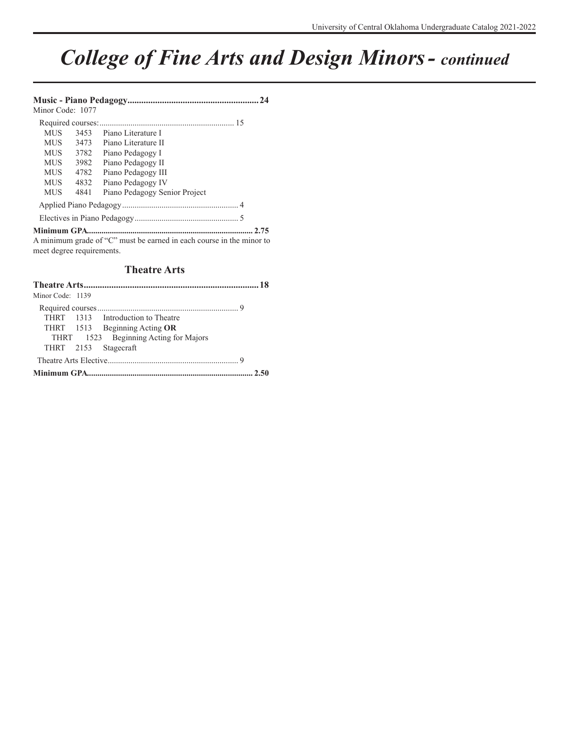# *College of Fine Arts and Design Minors - continued*

**Music - Piano Pedagogy.......................................................24**
Minor Code: 1077

Required courses:................................................................ 15

| | | |
|---|---|---|
| MUS | 3453 | Piano Literature I |
| MUS | 3473 | Piano Literature II |
| MUS | 3782 | Piano Pedagogy I |
| MUS | 3982 | Piano Pedagogy II |
| MUS | 4782 | Piano Pedagogy III |
| MUS | 4832 | Piano Pedagogy IV |
| MUS | 4841 | Piano Pedagogy Senior Project |

Applied Piano Pedagogy........................................................ 4

Electives in Piano Pedagogy.................................................. 5

**Minimum GPA............................................................................. 2.75**

A minimum grade of "C" must be earned in each course in the minor to meet degree requirements.

## Theatre Arts

**Theatre Arts...........................................................................18**
Minor Code: 1139

Required courses.................................................................... 9

| | | |
|---|---|---|
| THRT | 1313 | Introduction to Theatre |
| THRT | 1513 | Beginning Acting **OR** |
| THRT | 1523 | Beginning Acting for Majors |
| THRT | 2153 | Stagecraft |

Theatre Arts Elective.............................................................. 9

**Minimum GPA............................................................................. 2.50**